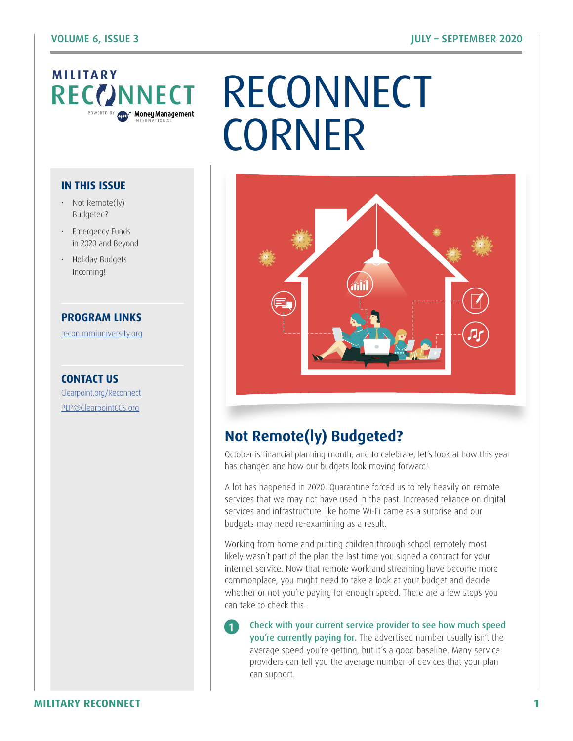# RECONNECT CORNER

MILITARY RECONNECT — POWERED BY Money Management INTERNATIONAL

## IN THIS ISSUE

- Not Remote(ly) Budgeted?
- Emergency Funds in 2020 and Beyond
- Holiday Budgets Incoming!

## PROGRAM LINKS

recon.mmiuniversity.org

## CONTACT US

Clearpoint.org/Reconnect

PLP@ClearpointCCS.org

## Not Remote(ly) Budgeted?

October is financial planning month, and to celebrate, let's look at how this year has changed and how our budgets look moving forward!

A lot has happened in 2020. Quarantine forced us to rely heavily on remote services that we may not have used in the past. Increased reliance on digital services and infrastructure like home Wi-Fi came as a surprise and our budgets may need re-examining as a result.

Working from home and putting children through school remotely most likely wasn't part of the plan the last time you signed a contract for your internet service. Now that remote work and streaming have become more commonplace, you might need to take a look at your budget and decide whether or not you're paying for enough speed. There are a few steps you can take to check this.

1. **Check with your current service provider to see how much speed you're currently paying for.** The advertised number usually isn't the average speed you're getting, but it's a good baseline. Many service providers can tell you the average number of devices that your plan can support.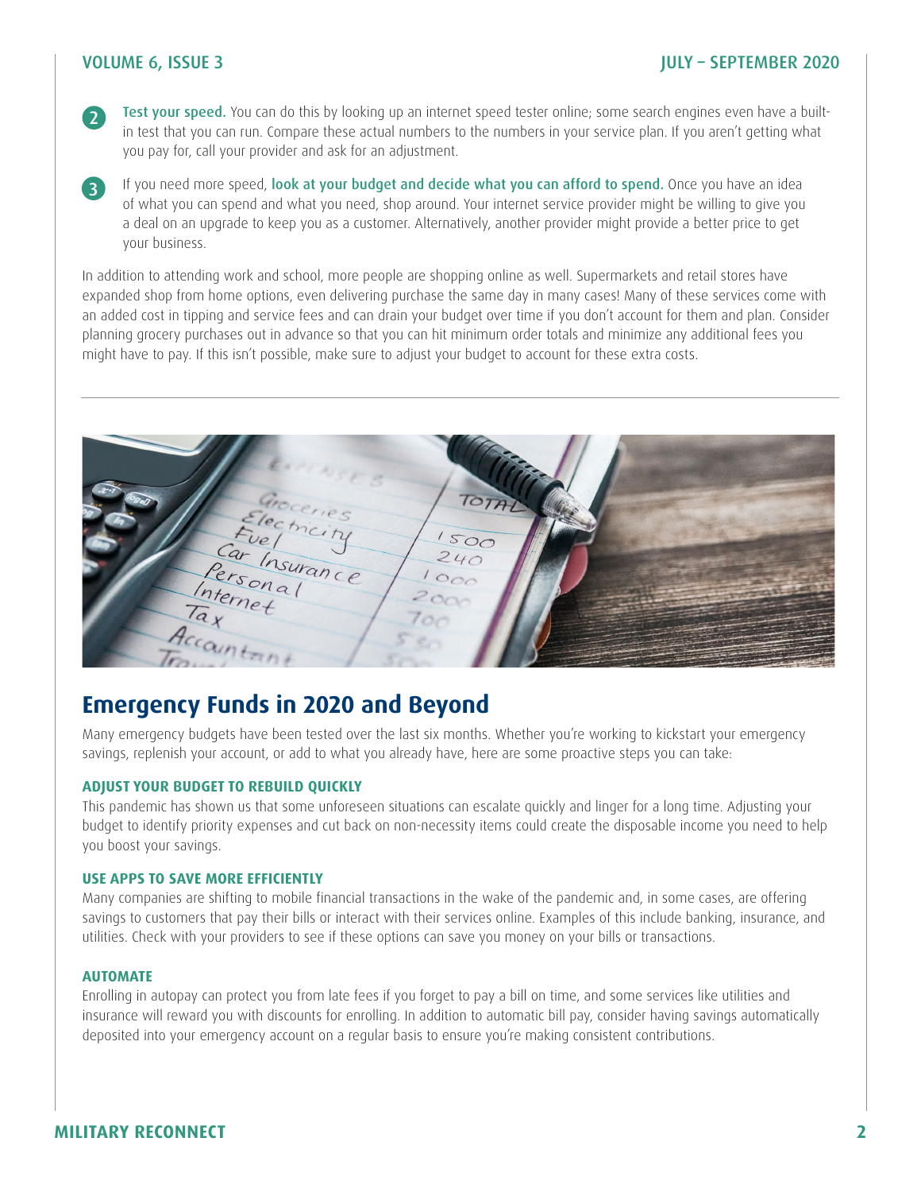2. **Test your speed.** You can do this by looking up an internet speed tester online; some search engines even have a built-in test that you can run. Compare these actual numbers to the numbers in your service plan. If you aren't getting what you pay for, call your provider and ask for an adjustment.

3. If you need more speed, **look at your budget and decide what you can afford to spend.** Once you have an idea of what you can spend and what you need, shop around. Your internet service provider might be willing to give you a deal on an upgrade to keep you as a customer. Alternatively, another provider might provide a better price to get your business.

In addition to attending work and school, more people are shopping online as well. Supermarkets and retail stores have expanded shop from home options, even delivering purchase the same day in many cases! Many of these services come with an added cost in tipping and service fees and can drain your budget over time if you don't account for them and plan. Consider planning grocery purchases out in advance so that you can hit minimum order totals and minimize any additional fees you might have to pay. If this isn't possible, make sure to adjust your budget to account for these extra costs.

---

## Emergency Funds in 2020 and Beyond

Many emergency budgets have been tested over the last six months. Whether you're working to kickstart your emergency savings, replenish your account, or add to what you already have, here are some proactive steps you can take:

### ADJUST YOUR BUDGET TO REBUILD QUICKLY

This pandemic has shown us that some unforeseen situations can escalate quickly and linger for a long time. Adjusting your budget to identify priority expenses and cut back on non-necessity items could create the disposable income you need to help you boost your savings.

### USE APPS TO SAVE MORE EFFICIENTLY

Many companies are shifting to mobile financial transactions in the wake of the pandemic and, in some cases, are offering savings to customers that pay their bills or interact with their services online. Examples of this include banking, insurance, and utilities. Check with your providers to see if these options can save you money on your bills or transactions.

### AUTOMATE

Enrolling in autopay can protect you from late fees if you forget to pay a bill on time, and some services like utilities and insurance will reward you with discounts for enrolling. In addition to automatic bill pay, consider having savings automatically deposited into your emergency account on a regular basis to ensure you're making consistent contributions.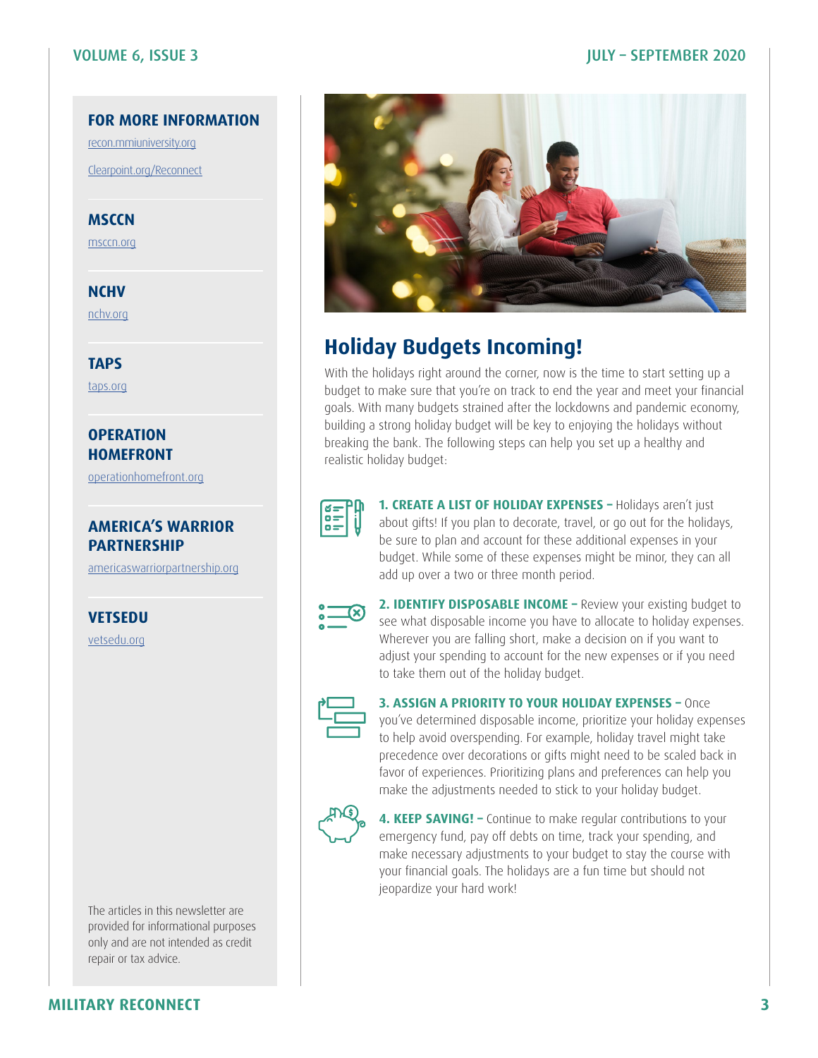## FOR MORE INFORMATION

recon.mmiuniversity.org

Clearpoint.org/Reconnect

### MSCCN

msccn.org

### NCHV

nchv.org

### TAPS

taps.org

### OPERATION HOMEFRONT

operationhomefront.org

### AMERICA'S WARRIOR PARTNERSHIP

americaswarriorpartnership.org

### VETSEDU

vetsedu.org

The articles in this newsletter are provided for informational purposes only and are not intended as credit repair or tax advice.

# Holiday Budgets Incoming!

With the holidays right around the corner, now is the time to start setting up a budget to make sure that you're on track to end the year and meet your financial goals. With many budgets strained after the lockdowns and pandemic economy, building a strong holiday budget will be key to enjoying the holidays without breaking the bank. The following steps can help you set up a healthy and realistic holiday budget:

**1. CREATE A LIST OF HOLIDAY EXPENSES –** Holidays aren't just about gifts! If you plan to decorate, travel, or go out for the holidays, be sure to plan and account for these additional expenses in your budget. While some of these expenses might be minor, they can all add up over a two or three month period.

**2. IDENTIFY DISPOSABLE INCOME –** Review your existing budget to see what disposable income you have to allocate to holiday expenses. Wherever you are falling short, make a decision on if you want to adjust your spending to account for the new expenses or if you need to take them out of the holiday budget.

**3. ASSIGN A PRIORITY TO YOUR HOLIDAY EXPENSES –** Once you've determined disposable income, prioritize your holiday expenses to help avoid overspending. For example, holiday travel might take precedence over decorations or gifts might need to be scaled back in favor of experiences. Prioritizing plans and preferences can help you make the adjustments needed to stick to your holiday budget.

**4. KEEP SAVING! –** Continue to make regular contributions to your emergency fund, pay off debts on time, track your spending, and make necessary adjustments to your budget to stay the course with your financial goals. The holidays are a fun time but should not jeopardize your hard work!